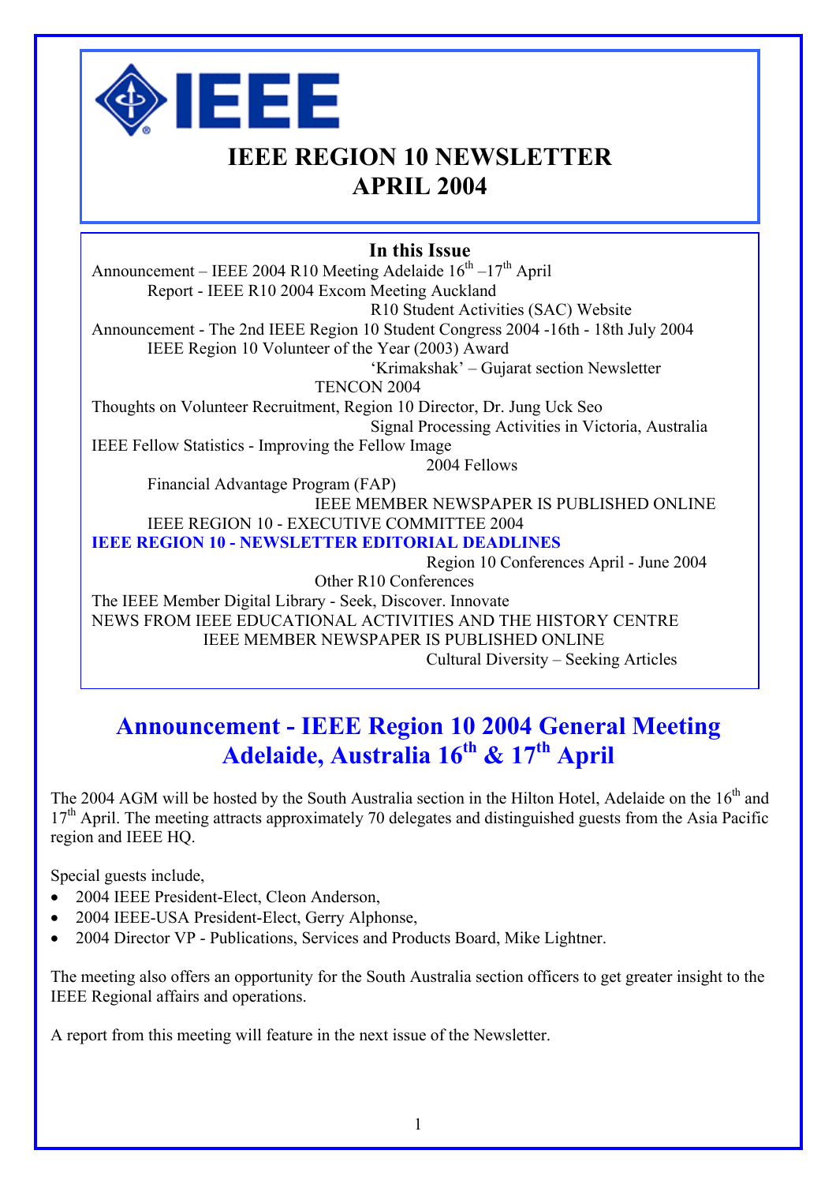# IEEE REGION 10 NEWSLETTER
# APRIL 2004

**In this Issue**

Announcement – IEEE 2004 R10 Meeting Adelaide 16th –17th April
Report - IEEE R10 2004 Excom Meeting Auckland
R10 Student Activities (SAC) Website
Announcement - The 2nd IEEE Region 10 Student Congress 2004 -16th - 18th July 2004
IEEE Region 10 Volunteer of the Year (2003) Award
'Krimakshak' – Gujarat section Newsletter
TENCON 2004
Thoughts on Volunteer Recruitment, Region 10 Director, Dr. Jung Uck Seo
Signal Processing Activities in Victoria, Australia
IEEE Fellow Statistics - Improving the Fellow Image
2004 Fellows
Financial Advantage Program (FAP)
IEEE MEMBER NEWSPAPER IS PUBLISHED ONLINE
IEEE REGION 10 - EXECUTIVE COMMITTEE 2004
**IEEE REGION 10 - NEWSLETTER EDITORIAL DEADLINES**
Region 10 Conferences April - June 2004
Other R10 Conferences
The IEEE Member Digital Library - Seek, Discover. Innovate
NEWS FROM IEEE EDUCATIONAL ACTIVITIES AND THE HISTORY CENTRE
IEEE MEMBER NEWSPAPER IS PUBLISHED ONLINE
Cultural Diversity – Seeking Articles

## Announcement - IEEE Region 10 2004 General Meeting Adelaide, Australia 16th & 17th April

The 2004 AGM will be hosted by the South Australia section in the Hilton Hotel, Adelaide on the 16th and 17th April. The meeting attracts approximately 70 delegates and distinguished guests from the Asia Pacific region and IEEE HQ.

Special guests include,

- 2004 IEEE President-Elect, Cleon Anderson,
- 2004 IEEE-USA President-Elect, Gerry Alphonse,
- 2004 Director VP - Publications, Services and Products Board, Mike Lightner.

The meeting also offers an opportunity for the South Australia section officers to get greater insight to the IEEE Regional affairs and operations.

A report from this meeting will feature in the next issue of the Newsletter.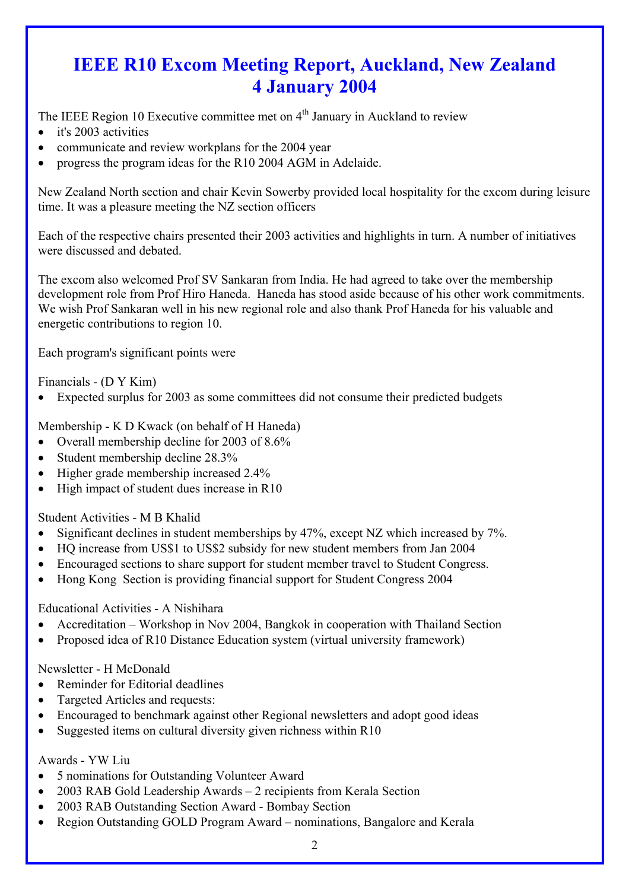# IEEE R10 Excom Meeting Report, Auckland, New Zealand 4 January 2004

The IEEE Region 10 Executive committee met on 4th January in Auckland to review

- it's 2003 activities
- communicate and review workplans for the 2004 year
- progress the program ideas for the R10 2004 AGM in Adelaide.

New Zealand North section and chair Kevin Sowerby provided local hospitality for the excom during leisure time. It was a pleasure meeting the NZ section officers

Each of the respective chairs presented their 2003 activities and highlights in turn. A number of initiatives were discussed and debated.

The excom also welcomed Prof SV Sankaran from India. He had agreed to take over the membership development role from Prof Hiro Haneda. Haneda has stood aside because of his other work commitments. We wish Prof Sankaran well in his new regional role and also thank Prof Haneda for his valuable and energetic contributions to region 10.

Each program's significant points were

Financials - (D Y Kim)

- Expected surplus for 2003 as some committees did not consume their predicted budgets

Membership - K D Kwack (on behalf of H Haneda)

- Overall membership decline for 2003 of 8.6%
- Student membership decline 28.3%
- Higher grade membership increased 2.4%
- High impact of student dues increase in R10

Student Activities - M B Khalid

- Significant declines in student memberships by 47%, except NZ which increased by 7%.
- HQ increase from US$1 to US$2 subsidy for new student members from Jan 2004
- Encouraged sections to share support for student member travel to Student Congress.
- Hong Kong Section is providing financial support for Student Congress 2004

Educational Activities - A Nishihara

- Accreditation – Workshop in Nov 2004, Bangkok in cooperation with Thailand Section
- Proposed idea of R10 Distance Education system (virtual university framework)

Newsletter - H McDonald

- Reminder for Editorial deadlines
- Targeted Articles and requests:
- Encouraged to benchmark against other Regional newsletters and adopt good ideas
- Suggested items on cultural diversity given richness within R10

Awards - YW Liu

- 5 nominations for Outstanding Volunteer Award
- 2003 RAB Gold Leadership Awards – 2 recipients from Kerala Section
- 2003 RAB Outstanding Section Award - Bombay Section
- Region Outstanding GOLD Program Award – nominations, Bangalore and Kerala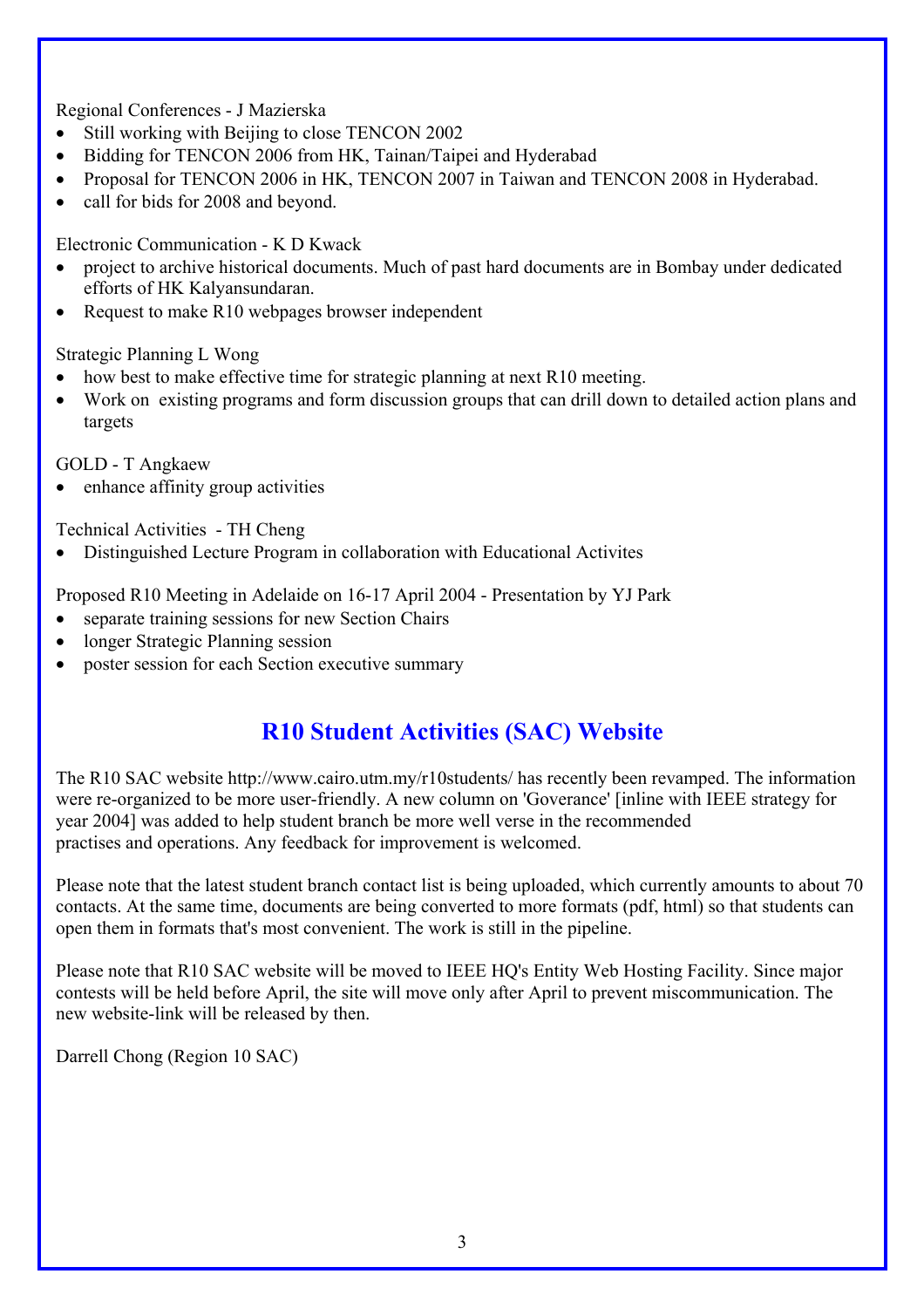Regional Conferences - J Mazierska

- Still working with Beijing to close TENCON 2002
- Bidding for TENCON 2006 from HK, Tainan/Taipei and Hyderabad
- Proposal for TENCON 2006 in HK, TENCON 2007 in Taiwan and TENCON 2008 in Hyderabad.
- call for bids for 2008 and beyond.

Electronic Communication - K D Kwack

- project to archive historical documents. Much of past hard documents are in Bombay under dedicated efforts of HK Kalyansundaran.
- Request to make R10 webpages browser independent

Strategic Planning L Wong

- how best to make effective time for strategic planning at next R10 meeting.
- Work on existing programs and form discussion groups that can drill down to detailed action plans and targets

GOLD - T Angkaew

- enhance affinity group activities

Technical Activities - TH Cheng

- Distinguished Lecture Program in collaboration with Educational Activites

Proposed R10 Meeting in Adelaide on 16-17 April 2004 - Presentation by YJ Park

- separate training sessions for new Section Chairs
- longer Strategic Planning session
- poster session for each Section executive summary

## R10 Student Activities (SAC) Website

The R10 SAC website http://www.cairo.utm.my/r10students/ has recently been revamped. The information were re-organized to be more user-friendly. A new column on 'Goverance' [inline with IEEE strategy for year 2004] was added to help student branch be more well verse in the recommended practises and operations. Any feedback for improvement is welcomed.

Please note that the latest student branch contact list is being uploaded, which currently amounts to about 70 contacts. At the same time, documents are being converted to more formats (pdf, html) so that students can open them in formats that's most convenient. The work is still in the pipeline.

Please note that R10 SAC website will be moved to IEEE HQ's Entity Web Hosting Facility. Since major contests will be held before April, the site will move only after April to prevent miscommunication. The new website-link will be released by then.

Darrell Chong (Region 10 SAC)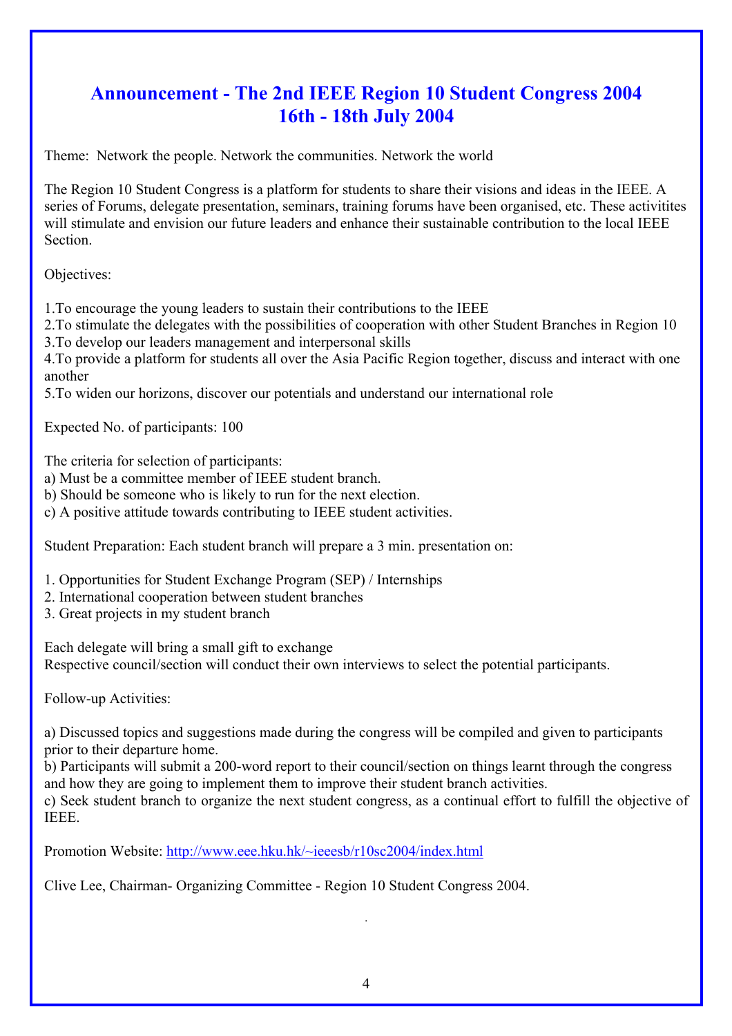# Announcement - The 2nd IEEE Region 10 Student Congress 2004
# 16th - 18th July 2004

Theme: Network the people. Network the communities. Network the world

The Region 10 Student Congress is a platform for students to share their visions and ideas in the IEEE. A series of Forums, delegate presentation, seminars, training forums have been organised, etc. These activitites will stimulate and envision our future leaders and enhance their sustainable contribution to the local IEEE Section.

Objectives:

1.To encourage the young leaders to sustain their contributions to the IEEE
2.To stimulate the delegates with the possibilities of cooperation with other Student Branches in Region 10
3.To develop our leaders management and interpersonal skills
4.To provide a platform for students all over the Asia Pacific Region together, discuss and interact with one another
5.To widen our horizons, discover our potentials and understand our international role

Expected No. of participants: 100

The criteria for selection of participants:
a) Must be a committee member of IEEE student branch.
b) Should be someone who is likely to run for the next election.
c) A positive attitude towards contributing to IEEE student activities.

Student Preparation: Each student branch will prepare a 3 min. presentation on:

1. Opportunities for Student Exchange Program (SEP) / Internships
2. International cooperation between student branches
3. Great projects in my student branch

Each delegate will bring a small gift to exchange
Respective council/section will conduct their own interviews to select the potential participants.

Follow-up Activities:

a) Discussed topics and suggestions made during the congress will be compiled and given to participants prior to their departure home.
b) Participants will submit a 200-word report to their council/section on things learnt through the congress and how they are going to implement them to improve their student branch activities.
c) Seek student branch to organize the next student congress, as a continual effort to fulfill the objective of IEEE.

Promotion Website: [http://www.eee.hku.hk/~ieeesb/r10sc2004/index.html](http://www.eee.hku.hk/~ieeesb/r10sc2004/index.html)

Clive Lee, Chairman- Organizing Committee - Region 10 Student Congress 2004.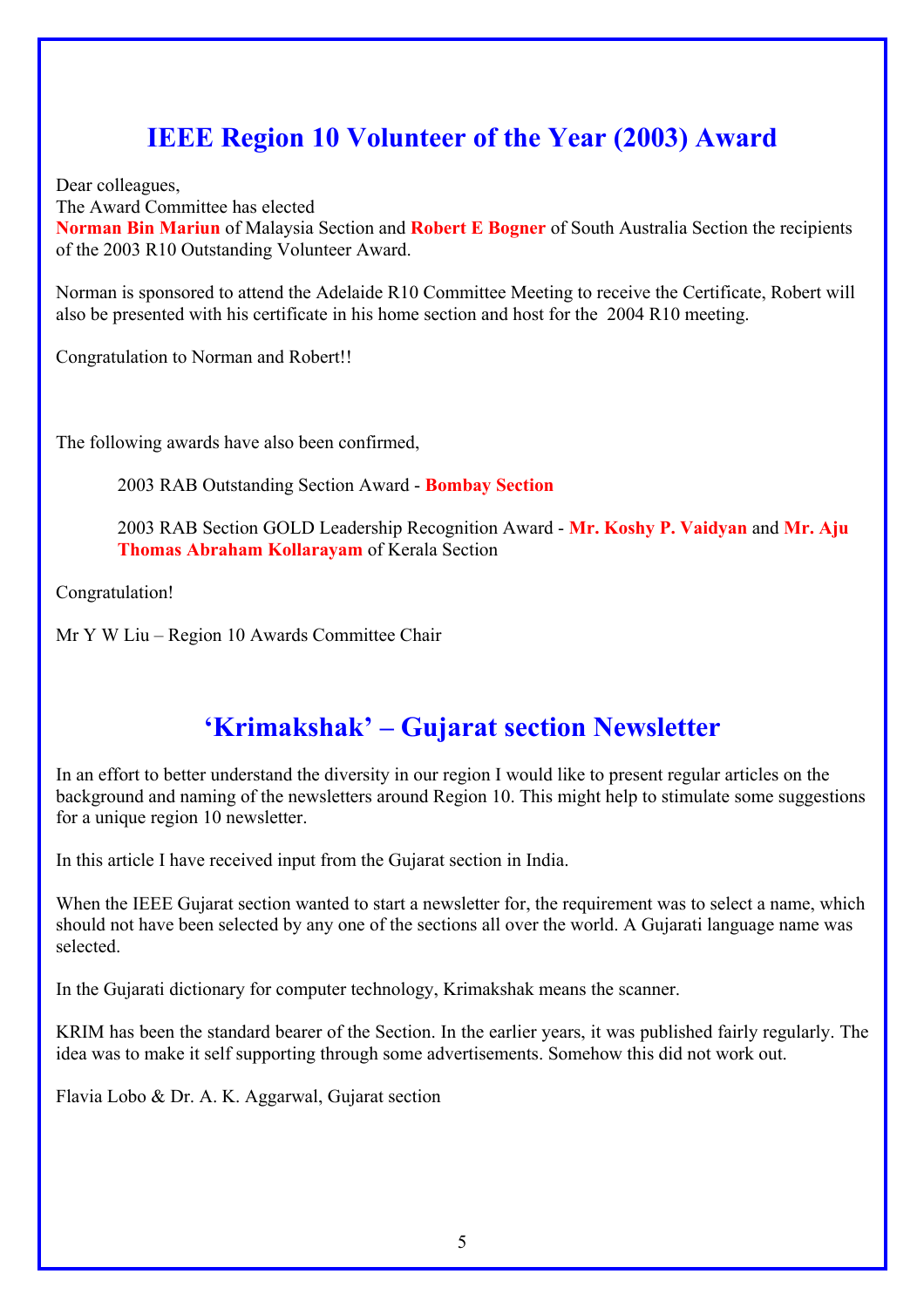# IEEE Region 10 Volunteer of the Year (2003) Award

Dear colleagues,
The Award Committee has elected
**Norman Bin Mariun** of Malaysia Section and **Robert E Bogner** of South Australia Section the recipients of the 2003 R10 Outstanding Volunteer Award.

Norman is sponsored to attend the Adelaide R10 Committee Meeting to receive the Certificate, Robert will also be presented with his certificate in his home section and host for the 2004 R10 meeting.

Congratulation to Norman and Robert!!

The following awards have also been confirmed,

2003 RAB Outstanding Section Award - **Bombay Section**

2003 RAB Section GOLD Leadership Recognition Award - **Mr. Koshy P. Vaidyan** and **Mr. Aju Thomas Abraham Kollarayam** of Kerala Section

Congratulation!

Mr Y W Liu – Region 10 Awards Committee Chair

# 'Krimakshak' – Gujarat section Newsletter

In an effort to better understand the diversity in our region I would like to present regular articles on the background and naming of the newsletters around Region 10. This might help to stimulate some suggestions for a unique region 10 newsletter.

In this article I have received input from the Gujarat section in India.

When the IEEE Gujarat section wanted to start a newsletter for, the requirement was to select a name, which should not have been selected by any one of the sections all over the world. A Gujarati language name was selected.

In the Gujarati dictionary for computer technology, Krimakshak means the scanner.

KRIM has been the standard bearer of the Section. In the earlier years, it was published fairly regularly. The idea was to make it self supporting through some advertisements. Somehow this did not work out.

Flavia Lobo & Dr. A. K. Aggarwal, Gujarat section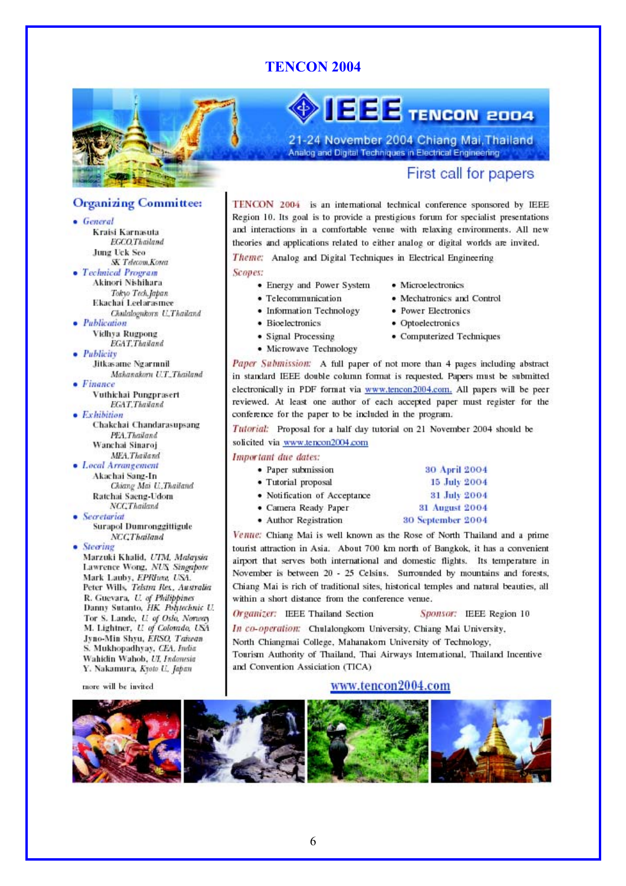# TENCON 2004

**IEEE TENCON 2004**

21-24 November 2004 Chiang Mai, Thailand

Analog and Digital Techniques in Electrical Engineering

## First call for papers

## Organizing Committee:

- *General*
  - Kraisi Karnasuta, *EGCO,Thailand*
  - Jung Uck Seo, *SK Telecom,Korea*
- *Technical Program*
  - Akinori Nishihara, *Tokyo Tech,Japan*
  - Ekachai Leelarasmee, *Chulalongkorn U,Thailand*
- *Publication*
  - Vidhya Rugpong, *EGAT,Thailand*
- *Publicity*
  - Jitkasame Ngarmnil, *Mahanakorn U.T.,Thailand*
- *Finance*
  - Vuthichai Pungprasert, *EGAT,Thailand*
- *Exhibition*
  - Chakchai Chandarasupsang, *PEA,Thailand*
  - Wanchai Sinaroj, *MEA,Thailand*
- *Local Arrangement*
  - Akachai Sang-In, *Chiang Mai U,Thailand*
  - Ratchai Saeng-Udom, *NCC,Thailand*
- *Secretariat*
  - Surapol Dumronggittigule, *NCC,Thailand*
- *Steering*
  - Marzuki Khalid, *UTM, Malaysia*
  - Lawrence Wong, *NUS, Singapore*
  - Mark Lauby, *EPRI,ure, USA*
  - Peter Wills, *Telstra Res., Australia*
  - R. Guevara, *U. of Philippines*
  - Danny Sutanto, *HK Polytechnic U.*
  - Tor S. Lande, *U. of Oslo, Norway*
  - M. Lightner, *U. of Colorado, USA*
  - Jyno-Min Shyu, *ERSO, Taiwan*
  - S. Mukhopadhyay, *CEA, India*
  - Wahidin Wahob, *UI, Indonesia*
  - Y. Nakamura, *Kyoto U., Japan*

more will be invited

TENCON 2004 is an international technical conference sponsored by IEEE Region 10. Its goal is to provide a prestigious forum for specialist presentations and interactions in a comfortable venue with relaxing environments. All new theories and applications related to either analog or digital worlds are invited.

*Theme:* Analog and Digital Techniques in Electrical Engineering

*Scopes:*

- Energy and Power System
- Telecommunication
- Information Technology
- Bioelectronics
- Signal Processing
- Microwave Technology
- Microelectronics
- Mechatronics and Control
- Power Electronics
- Optoelectronics
- Computerized Techniques

*Paper Submission:* A full paper of not more than 4 pages including abstract in standard IEEE double column format is requested. Papers must be submitted electronically in PDF format via www.tencon2004.com. All papers will be peer reviewed. At least one author of each accepted paper must register for the conference for the paper to be included in the program.

*Tutorial:* Proposal for a half day tutorial on 21 November 2004 should be solicited via www.tencon2004.com

*Important due dates:*

| | |
|---|---|
| Paper submission | 30 April 2004 |
| Tutorial proposal | 15 July 2004 |
| Notification of Acceptance | 31 July 2004 |
| Camera Ready Paper | 31 August 2004 |
| Author Registration | 30 September 2004 |

*Venue:* Chiang Mai is well known as the Rose of North Thailand and a prime tourist attraction in Asia. About 700 km north of Bangkok, it has a convenient airport that serves both international and domestic flights. Its temperature in November is between 20 - 25 Celsius. Surrounded by mountains and forests, Chiang Mai is rich of traditional sites, historical temples and natural beauties, all within a short distance from the conference venue.

*Organizer:* IEEE Thailand Section *Sponsor:* IEEE Region 10

*In co-operation:* Chulalongkorn University, Chiang Mai University, North Chiangmai College, Mahanakorn University of Technology, Tourism Authority of Thailand, Thai Airways International, Thailand Incentive and Convention Assiciation (TICA)

www.tencon2004.com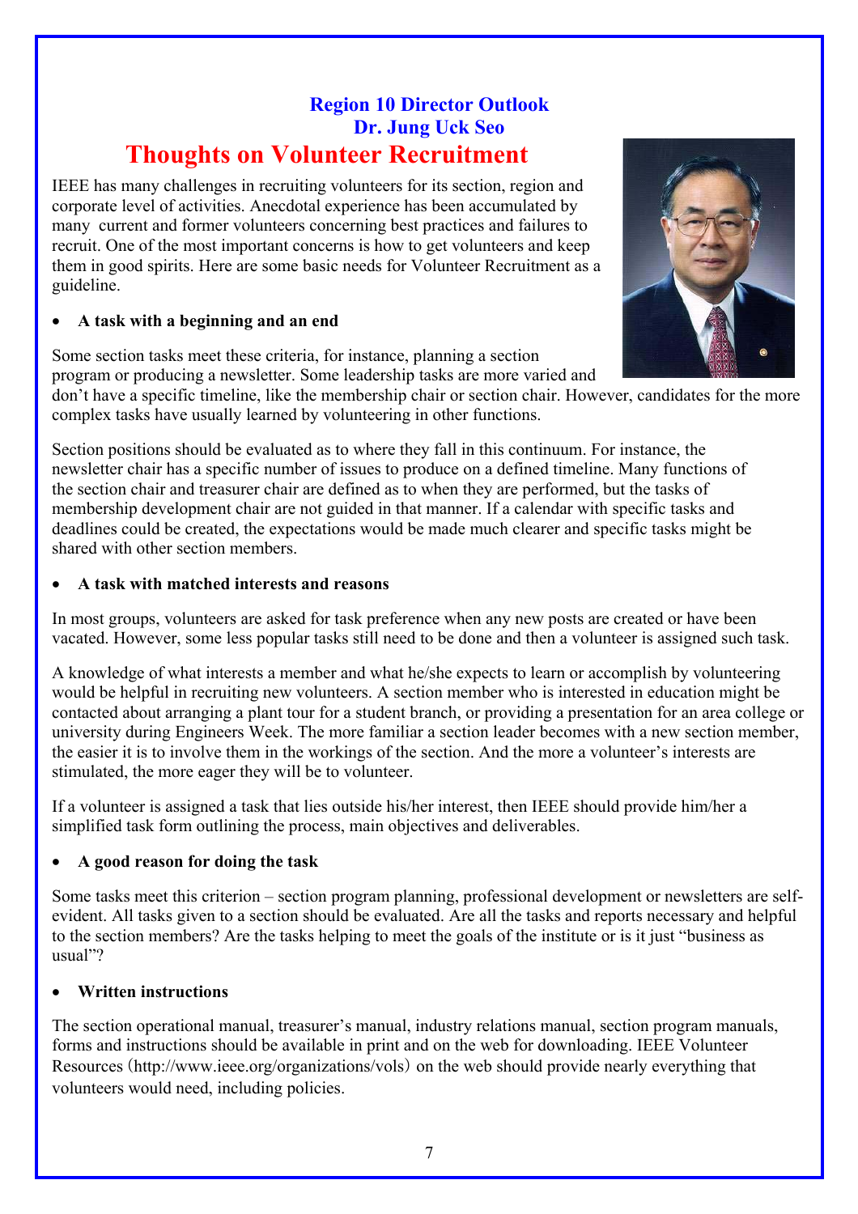**Region 10 Director Outlook**
**Dr. Jung Uck Seo**

# Thoughts on Volunteer Recruitment

IEEE has many challenges in recruiting volunteers for its section, region and corporate level of activities. Anecdotal experience has been accumulated by many current and former volunteers concerning best practices and failures to recruit. One of the most important concerns is how to get volunteers and keep them in good spirits. Here are some basic needs for Volunteer Recruitment as a guideline.

- **A task with a beginning and an end**

Some section tasks meet these criteria, for instance, planning a section program or producing a newsletter. Some leadership tasks are more varied and don't have a specific timeline, like the membership chair or section chair. However, candidates for the more complex tasks have usually learned by volunteering in other functions.

Section positions should be evaluated as to where they fall in this continuum. For instance, the newsletter chair has a specific number of issues to produce on a defined timeline. Many functions of the section chair and treasurer chair are defined as to when they are performed, but the tasks of membership development chair are not guided in that manner. If a calendar with specific tasks and deadlines could be created, the expectations would be made much clearer and specific tasks might be shared with other section members.

- **A task with matched interests and reasons**

In most groups, volunteers are asked for task preference when any new posts are created or have been vacated. However, some less popular tasks still need to be done and then a volunteer is assigned such task.

A knowledge of what interests a member and what he/she expects to learn or accomplish by volunteering would be helpful in recruiting new volunteers. A section member who is interested in education might be contacted about arranging a plant tour for a student branch, or providing a presentation for an area college or university during Engineers Week. The more familiar a section leader becomes with a new section member, the easier it is to involve them in the workings of the section. And the more a volunteer's interests are stimulated, the more eager they will be to volunteer.

If a volunteer is assigned a task that lies outside his/her interest, then IEEE should provide him/her a simplified task form outlining the process, main objectives and deliverables.

- **A good reason for doing the task**

Some tasks meet this criterion – section program planning, professional development or newsletters are self-evident. All tasks given to a section should be evaluated. Are all the tasks and reports necessary and helpful to the section members? Are the tasks helping to meet the goals of the institute or is it just "business as usual"?

- **Written instructions**

The section operational manual, treasurer's manual, industry relations manual, section program manuals, forms and instructions should be available in print and on the web for downloading. IEEE Volunteer Resources (http://www.ieee.org/organizations/vols) on the web should provide nearly everything that volunteers would need, including policies.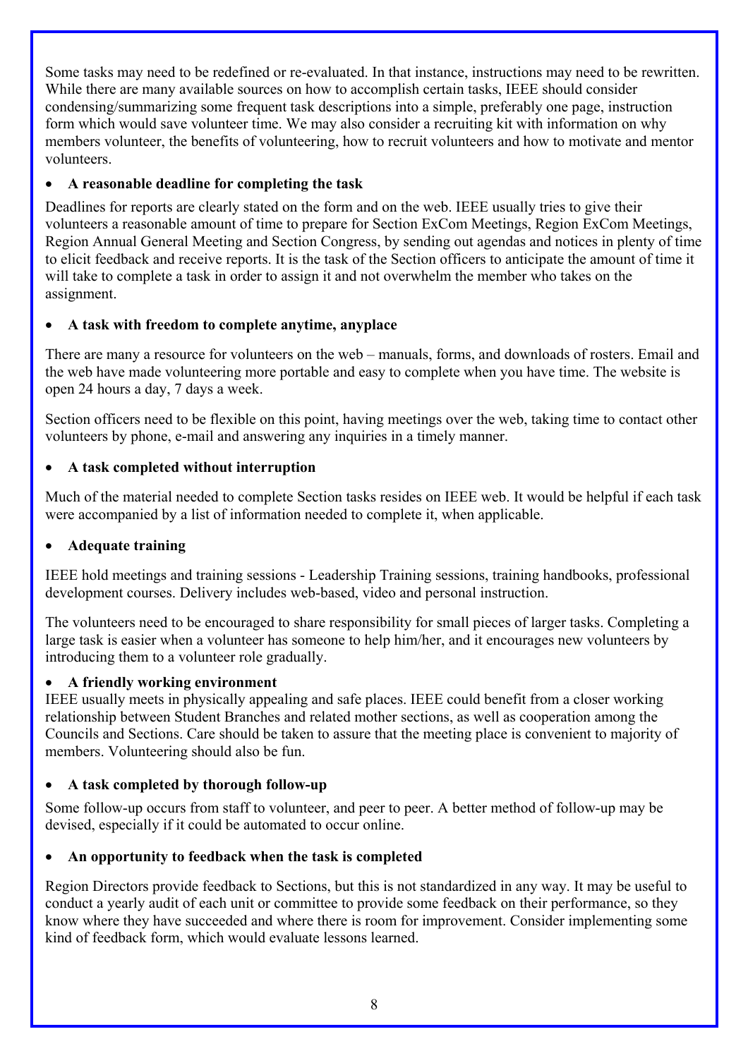Some tasks may need to be redefined or re-evaluated. In that instance, instructions may need to be rewritten. While there are many available sources on how to accomplish certain tasks, IEEE should consider condensing/summarizing some frequent task descriptions into a simple, preferably one page, instruction form which would save volunteer time. We may also consider a recruiting kit with information on why members volunteer, the benefits of volunteering, how to recruit volunteers and how to motivate and mentor volunteers.

- **A reasonable deadline for completing the task**

Deadlines for reports are clearly stated on the form and on the web. IEEE usually tries to give their volunteers a reasonable amount of time to prepare for Section ExCom Meetings, Region ExCom Meetings, Region Annual General Meeting and Section Congress, by sending out agendas and notices in plenty of time to elicit feedback and receive reports. It is the task of the Section officers to anticipate the amount of time it will take to complete a task in order to assign it and not overwhelm the member who takes on the assignment.

- **A task with freedom to complete anytime, anyplace**

There are many a resource for volunteers on the web – manuals, forms, and downloads of rosters. Email and the web have made volunteering more portable and easy to complete when you have time. The website is open 24 hours a day, 7 days a week.

Section officers need to be flexible on this point, having meetings over the web, taking time to contact other volunteers by phone, e-mail and answering any inquiries in a timely manner.

- **A task completed without interruption**

Much of the material needed to complete Section tasks resides on IEEE web. It would be helpful if each task were accompanied by a list of information needed to complete it, when applicable.

- **Adequate training**

IEEE hold meetings and training sessions - Leadership Training sessions, training handbooks, professional development courses. Delivery includes web-based, video and personal instruction.

The volunteers need to be encouraged to share responsibility for small pieces of larger tasks. Completing a large task is easier when a volunteer has someone to help him/her, and it encourages new volunteers by introducing them to a volunteer role gradually.

- **A friendly working environment**

IEEE usually meets in physically appealing and safe places. IEEE could benefit from a closer working relationship between Student Branches and related mother sections, as well as cooperation among the Councils and Sections. Care should be taken to assure that the meeting place is convenient to majority of members. Volunteering should also be fun.

- **A task completed by thorough follow-up**

Some follow-up occurs from staff to volunteer, and peer to peer. A better method of follow-up may be devised, especially if it could be automated to occur online.

- **An opportunity to feedback when the task is completed**

Region Directors provide feedback to Sections, but this is not standardized in any way. It may be useful to conduct a yearly audit of each unit or committee to provide some feedback on their performance, so they know where they have succeeded and where there is room for improvement. Consider implementing some kind of feedback form, which would evaluate lessons learned.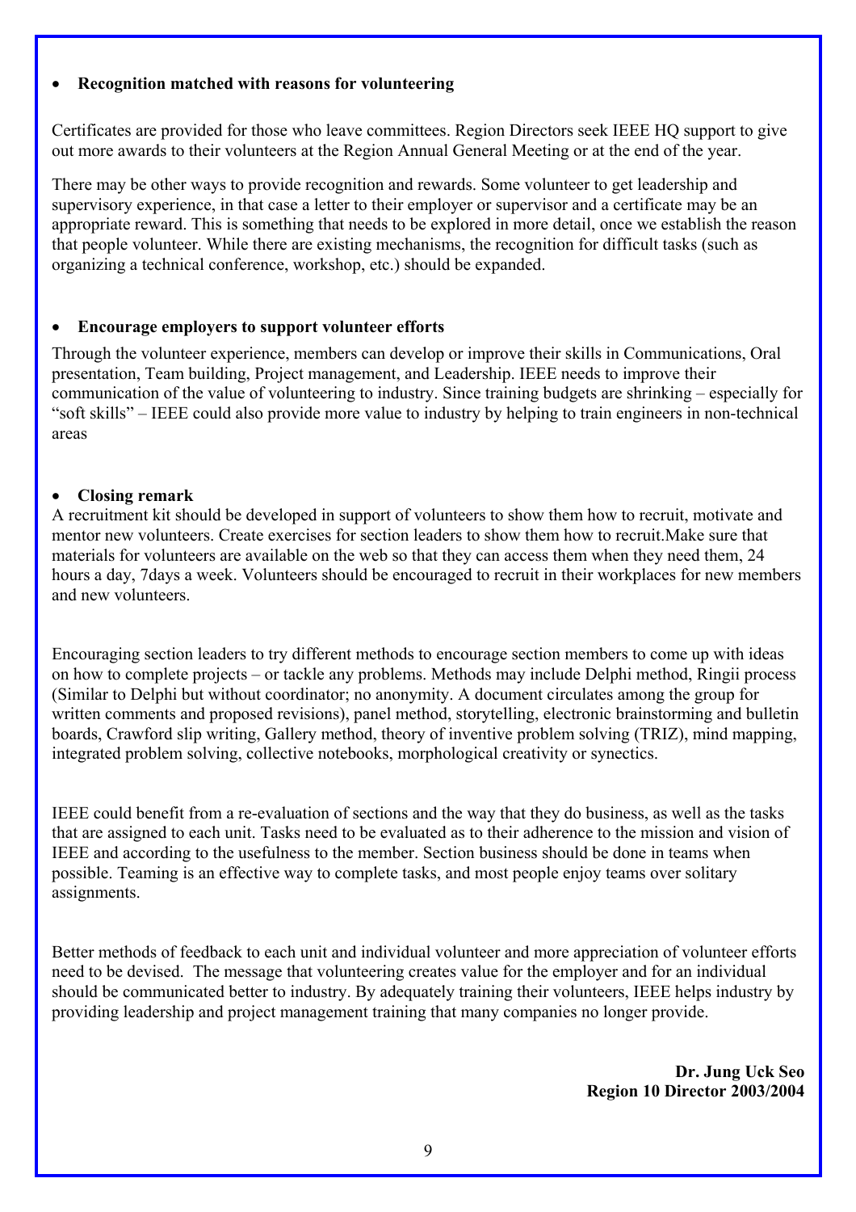- **Recognition matched with reasons for volunteering**

Certificates are provided for those who leave committees. Region Directors seek IEEE HQ support to give out more awards to their volunteers at the Region Annual General Meeting or at the end of the year.

There may be other ways to provide recognition and rewards. Some volunteer to get leadership and supervisory experience, in that case a letter to their employer or supervisor and a certificate may be an appropriate reward. This is something that needs to be explored in more detail, once we establish the reason that people volunteer. While there are existing mechanisms, the recognition for difficult tasks (such as organizing a technical conference, workshop, etc.) should be expanded.

- **Encourage employers to support volunteer efforts**

Through the volunteer experience, members can develop or improve their skills in Communications, Oral presentation, Team building, Project management, and Leadership. IEEE needs to improve their communication of the value of volunteering to industry. Since training budgets are shrinking – especially for "soft skills" – IEEE could also provide more value to industry by helping to train engineers in non-technical areas

- **Closing remark**

A recruitment kit should be developed in support of volunteers to show them how to recruit, motivate and mentor new volunteers. Create exercises for section leaders to show them how to recruit.Make sure that materials for volunteers are available on the web so that they can access them when they need them, 24 hours a day, 7days a week. Volunteers should be encouraged to recruit in their workplaces for new members and new volunteers.

Encouraging section leaders to try different methods to encourage section members to come up with ideas on how to complete projects – or tackle any problems. Methods may include Delphi method, Ringii process (Similar to Delphi but without coordinator; no anonymity. A document circulates among the group for written comments and proposed revisions), panel method, storytelling, electronic brainstorming and bulletin boards, Crawford slip writing, Gallery method, theory of inventive problem solving (TRIZ), mind mapping, integrated problem solving, collective notebooks, morphological creativity or synectics.

IEEE could benefit from a re-evaluation of sections and the way that they do business, as well as the tasks that are assigned to each unit. Tasks need to be evaluated as to their adherence to the mission and vision of IEEE and according to the usefulness to the member. Section business should be done in teams when possible. Teaming is an effective way to complete tasks, and most people enjoy teams over solitary assignments.

Better methods of feedback to each unit and individual volunteer and more appreciation of volunteer efforts need to be devised. The message that volunteering creates value for the employer and for an individual should be communicated better to industry. By adequately training their volunteers, IEEE helps industry by providing leadership and project management training that many companies no longer provide.

**Dr. Jung Uck Seo**
**Region 10 Director 2003/2004**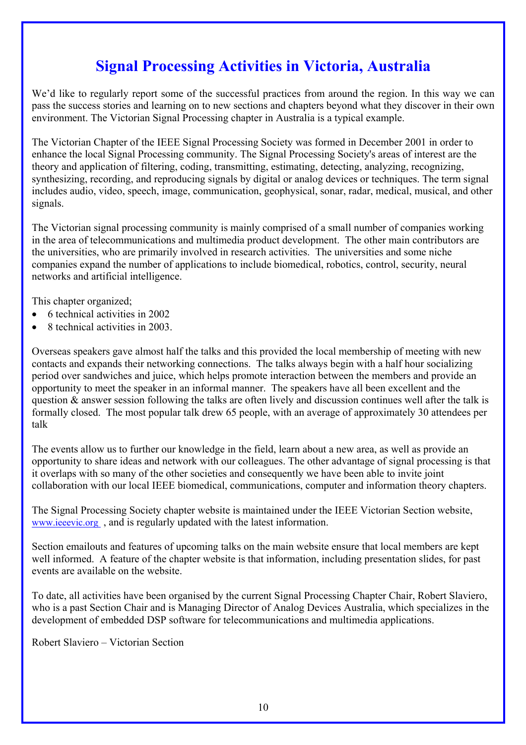# Signal Processing Activities in Victoria, Australia

We'd like to regularly report some of the successful practices from around the region. In this way we can pass the success stories and learning on to new sections and chapters beyond what they discover in their own environment. The Victorian Signal Processing chapter in Australia is a typical example.

The Victorian Chapter of the IEEE Signal Processing Society was formed in December 2001 in order to enhance the local Signal Processing community. The Signal Processing Society's areas of interest are the theory and application of filtering, coding, transmitting, estimating, detecting, analyzing, recognizing, synthesizing, recording, and reproducing signals by digital or analog devices or techniques. The term signal includes audio, video, speech, image, communication, geophysical, sonar, radar, medical, musical, and other signals.

The Victorian signal processing community is mainly comprised of a small number of companies working in the area of telecommunications and multimedia product development. The other main contributors are the universities, who are primarily involved in research activities. The universities and some niche companies expand the number of applications to include biomedical, robotics, control, security, neural networks and artificial intelligence.

This chapter organized;

- 6 technical activities in 2002
- 8 technical activities in 2003.

Overseas speakers gave almost half the talks and this provided the local membership of meeting with new contacts and expands their networking connections. The talks always begin with a half hour socializing period over sandwiches and juice, which helps promote interaction between the members and provide an opportunity to meet the speaker in an informal manner. The speakers have all been excellent and the question & answer session following the talks are often lively and discussion continues well after the talk is formally closed. The most popular talk drew 65 people, with an average of approximately 30 attendees per talk

The events allow us to further our knowledge in the field, learn about a new area, as well as provide an opportunity to share ideas and network with our colleagues. The other advantage of signal processing is that it overlaps with so many of the other societies and consequently we have been able to invite joint collaboration with our local IEEE biomedical, communications, computer and information theory chapters.

The Signal Processing Society chapter website is maintained under the IEEE Victorian Section website, www.ieeevic.org , and is regularly updated with the latest information.

Section emailouts and features of upcoming talks on the main website ensure that local members are kept well informed. A feature of the chapter website is that information, including presentation slides, for past events are available on the website.

To date, all activities have been organised by the current Signal Processing Chapter Chair, Robert Slaviero, who is a past Section Chair and is Managing Director of Analog Devices Australia, which specializes in the development of embedded DSP software for telecommunications and multimedia applications.

Robert Slaviero – Victorian Section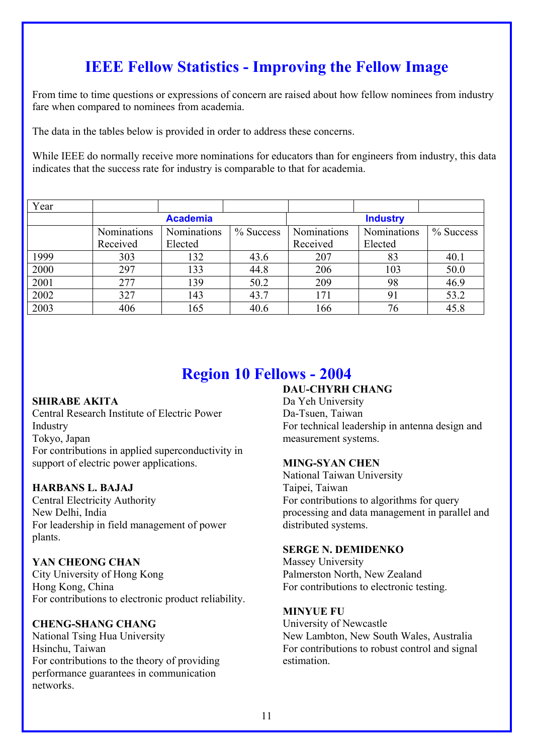## IEEE Fellow Statistics - Improving the Fellow Image

From time to time questions or expressions of concern are raised about how fellow nominees from industry fare when compared to nominees from academia.

The data in the tables below is provided in order to address these concerns.

While IEEE do normally receive more nominations for educators than for engineers from industry, this data indicates that the success rate for industry is comparable to that for academia.

| Year | | | | | | |
|---|---|---|---|---|---|---|
| | **Academia** | | | **Industry** | | |
| | Nominations Received | Nominations Elected | % Success | Nominations Received | Nominations Elected | % Success |
| 1999 | 303 | 132 | 43.6 | 207 | 83 | 40.1 |
| 2000 | 297 | 133 | 44.8 | 206 | 103 | 50.0 |
| 2001 | 277 | 139 | 50.2 | 209 | 98 | 46.9 |
| 2002 | 327 | 143 | 43.7 | 171 | 91 | 53.2 |
| 2003 | 406 | 165 | 40.6 | 166 | 76 | 45.8 |

## Region 10 Fellows - 2004

**SHIRABE AKITA**
Central Research Institute of Electric Power Industry
Tokyo, Japan
For contributions in applied superconductivity in support of electric power applications.

**HARBANS L. BAJAJ**
Central Electricity Authority
New Delhi, India
For leadership in field management of power plants.

**YAN CHEONG CHAN**
City University of Hong Kong
Hong Kong, China
For contributions to electronic product reliability.

**CHENG-SHANG CHANG**
National Tsing Hua University
Hsinchu, Taiwan
For contributions to the theory of providing performance guarantees in communication networks.

**DAU-CHYRH CHANG**
Da Yeh University
Da-Tsuen, Taiwan
For technical leadership in antenna design and measurement systems.

**MING-SYAN CHEN**
National Taiwan University
Taipei, Taiwan
For contributions to algorithms for query processing and data management in parallel and distributed systems.

**SERGE N. DEMIDENKO**
Massey University
Palmerston North, New Zealand
For contributions to electronic testing.

**MINYUE FU**
University of Newcastle
New Lambton, New South Wales, Australia
For contributions to robust control and signal estimation.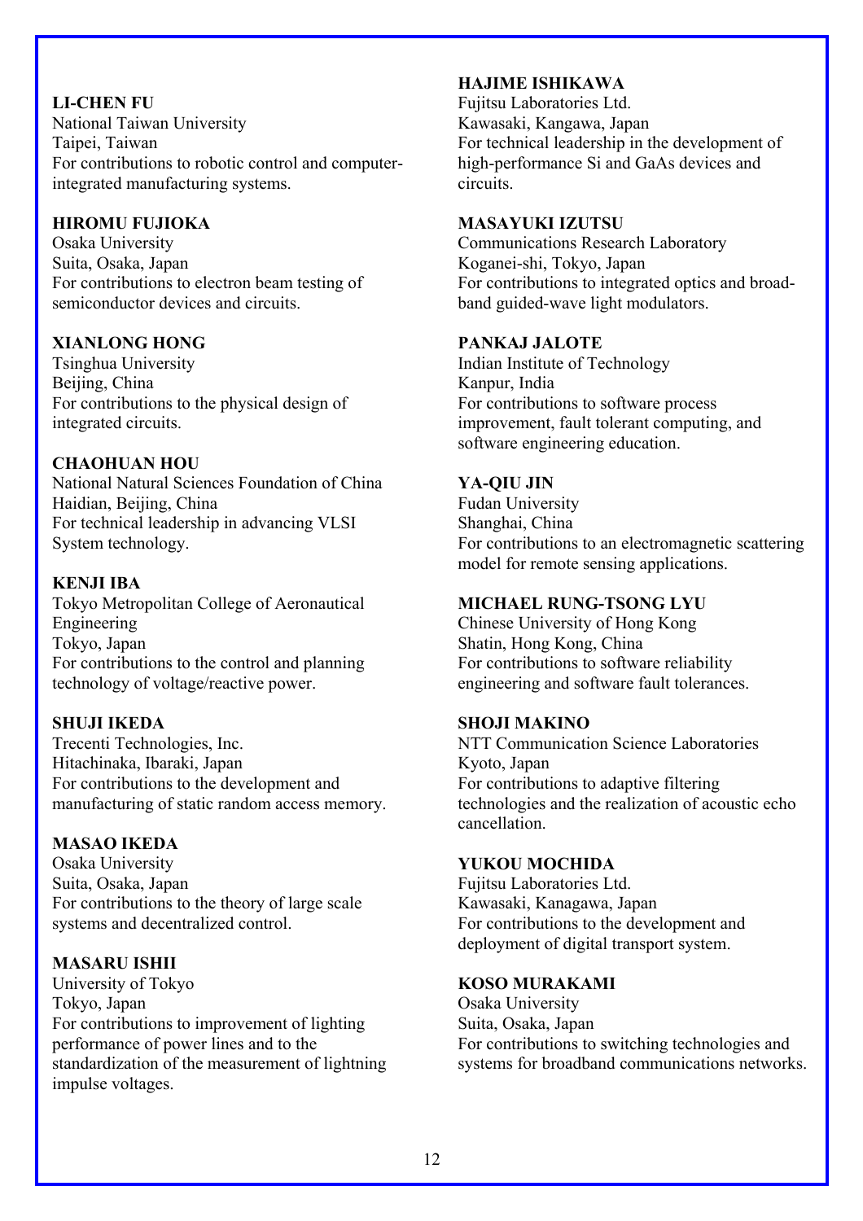**LI-CHEN FU**
National Taiwan University
Taipei, Taiwan
For contributions to robotic control and computer-integrated manufacturing systems.

**HIROMU FUJIOKA**
Osaka University
Suita, Osaka, Japan
For contributions to electron beam testing of semiconductor devices and circuits.

**XIANLONG HONG**
Tsinghua University
Beijing, China
For contributions to the physical design of integrated circuits.

**CHAOHUAN HOU**
National Natural Sciences Foundation of China
Haidian, Beijing, China
For technical leadership in advancing VLSI System technology.

**KENJI IBA**
Tokyo Metropolitan College of Aeronautical Engineering
Tokyo, Japan
For contributions to the control and planning technology of voltage/reactive power.

**SHUJI IKEDA**
Trecenti Technologies, Inc.
Hitachinaka, Ibaraki, Japan
For contributions to the development and manufacturing of static random access memory.

**MASAO IKEDA**
Osaka University
Suita, Osaka, Japan
For contributions to the theory of large scale systems and decentralized control.

**MASARU ISHII**
University of Tokyo
Tokyo, Japan
For contributions to improvement of lighting performance of power lines and to the standardization of the measurement of lightning impulse voltages.

**HAJIME ISHIKAWA**
Fujitsu Laboratories Ltd.
Kawasaki, Kangawa, Japan
For technical leadership in the development of high-performance Si and GaAs devices and circuits.

**MASAYUKI IZUTSU**
Communications Research Laboratory
Koganei-shi, Tokyo, Japan
For contributions to integrated optics and broad-band guided-wave light modulators.

**PANKAJ JALOTE**
Indian Institute of Technology
Kanpur, India
For contributions to software process improvement, fault tolerant computing, and software engineering education.

**YA-QIU JIN**
Fudan University
Shanghai, China
For contributions to an electromagnetic scattering model for remote sensing applications.

**MICHAEL RUNG-TSONG LYU**
Chinese University of Hong Kong
Shatin, Hong Kong, China
For contributions to software reliability engineering and software fault tolerances.

**SHOJI MAKINO**
NTT Communication Science Laboratories
Kyoto, Japan
For contributions to adaptive filtering technologies and the realization of acoustic echo cancellation.

**YUKOU MOCHIDA**
Fujitsu Laboratories Ltd.
Kawasaki, Kanagawa, Japan
For contributions to the development and deployment of digital transport system.

**KOSO MURAKAMI**
Osaka University
Suita, Osaka, Japan
For contributions to switching technologies and systems for broadband communications networks.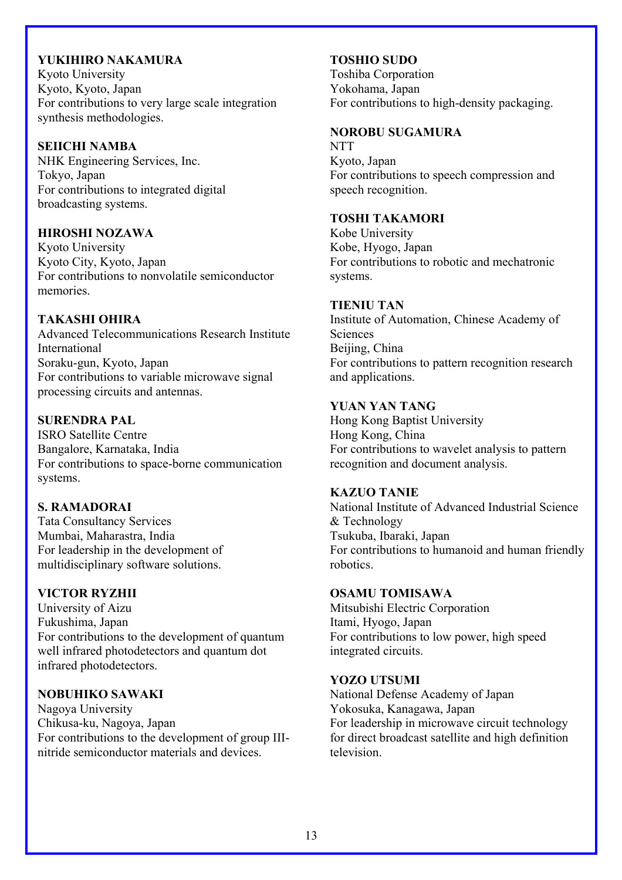**YUKIHIRO NAKAMURA**
Kyoto University
Kyoto, Kyoto, Japan
For contributions to very large scale integration synthesis methodologies.

**SEIICHI NAMBA**
NHK Engineering Services, Inc.
Tokyo, Japan
For contributions to integrated digital broadcasting systems.

**HIROSHI NOZAWA**
Kyoto University
Kyoto City, Kyoto, Japan
For contributions to nonvolatile semiconductor memories.

**TAKASHI OHIRA**
Advanced Telecommunications Research Institute International
Soraku-gun, Kyoto, Japan
For contributions to variable microwave signal processing circuits and antennas.

**SURENDRA PAL**
ISRO Satellite Centre
Bangalore, Karnataka, India
For contributions to space-borne communication systems.

**S. RAMADORAI**
Tata Consultancy Services
Mumbai, Maharastra, India
For leadership in the development of multidisciplinary software solutions.

**VICTOR RYZHII**
University of Aizu
Fukushima, Japan
For contributions to the development of quantum well infrared photodetectors and quantum dot infrared photodetectors.

**NOBUHIKO SAWAKI**
Nagoya University
Chikusa-ku, Nagoya, Japan
For contributions to the development of group III-nitride semiconductor materials and devices.

**TOSHIO SUDO**
Toshiba Corporation
Yokohama, Japan
For contributions to high-density packaging.

**NOROBU SUGAMURA**
NTT
Kyoto, Japan
For contributions to speech compression and speech recognition.

**TOSHI TAKAMORI**
Kobe University
Kobe, Hyogo, Japan
For contributions to robotic and mechatronic systems.

**TIENIU TAN**
Institute of Automation, Chinese Academy of Sciences
Beijing, China
For contributions to pattern recognition research and applications.

**YUAN YAN TANG**
Hong Kong Baptist University
Hong Kong, China
For contributions to wavelet analysis to pattern recognition and document analysis.

**KAZUO TANIE**
National Institute of Advanced Industrial Science & Technology
Tsukuba, Ibaraki, Japan
For contributions to humanoid and human friendly robotics.

**OSAMU TOMISAWA**
Mitsubishi Electric Corporation
Itami, Hyogo, Japan
For contributions to low power, high speed integrated circuits.

**YOZO UTSUMI**
National Defense Academy of Japan
Yokosuka, Kanagawa, Japan
For leadership in microwave circuit technology for direct broadcast satellite and high definition television.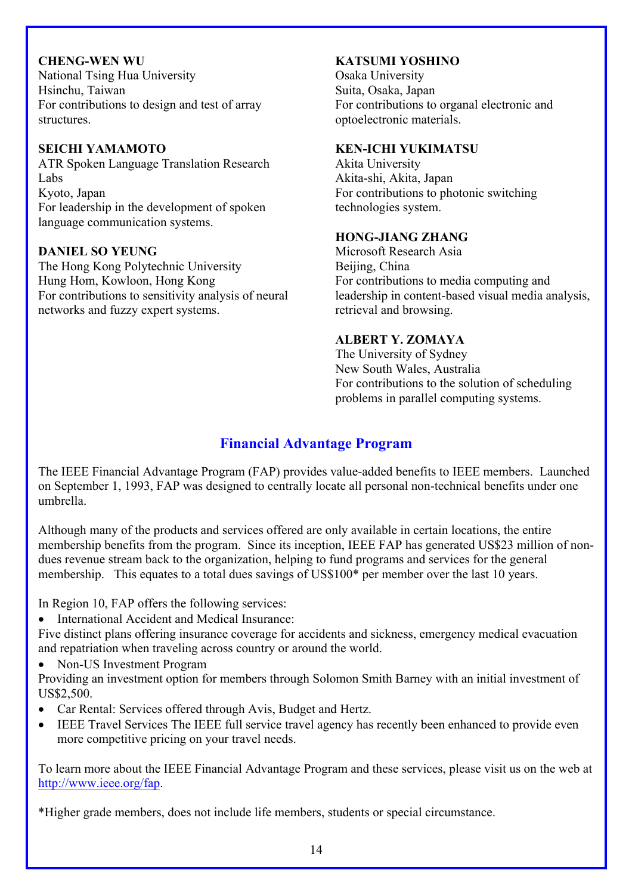**CHENG-WEN WU**
National Tsing Hua University
Hsinchu, Taiwan
For contributions to design and test of array structures.

**SEICHI YAMAMOTO**
ATR Spoken Language Translation Research Labs
Kyoto, Japan
For leadership in the development of spoken language communication systems.

**DANIEL SO YEUNG**
The Hong Kong Polytechnic University
Hung Hom, Kowloon, Hong Kong
For contributions to sensitivity analysis of neural networks and fuzzy expert systems.

**KATSUMI YOSHINO**
Osaka University
Suita, Osaka, Japan
For contributions to organal electronic and optoelectronic materials.

**KEN-ICHI YUKIMATSU**
Akita University
Akita-shi, Akita, Japan
For contributions to photonic switching technologies system.

**HONG-JIANG ZHANG**
Microsoft Research Asia
Beijing, China
For contributions to media computing and leadership in content-based visual media analysis, retrieval and browsing.

**ALBERT Y. ZOMAYA**
The University of Sydney
New South Wales, Australia
For contributions to the solution of scheduling problems in parallel computing systems.

## Financial Advantage Program

The IEEE Financial Advantage Program (FAP) provides value-added benefits to IEEE members. Launched on September 1, 1993, FAP was designed to centrally locate all personal non-technical benefits under one umbrella.

Although many of the products and services offered are only available in certain locations, the entire membership benefits from the program. Since its inception, IEEE FAP has generated US$23 million of non-dues revenue stream back to the organization, helping to fund programs and services for the general membership. This equates to a total dues savings of US$100* per member over the last 10 years.

In Region 10, FAP offers the following services:

- International Accident and Medical Insurance:

Five distinct plans offering insurance coverage for accidents and sickness, emergency medical evacuation and repatriation when traveling across country or around the world.

- Non-US Investment Program

Providing an investment option for members through Solomon Smith Barney with an initial investment of US$2,500.

- Car Rental: Services offered through Avis, Budget and Hertz.
- IEEE Travel Services The IEEE full service travel agency has recently been enhanced to provide even more competitive pricing on your travel needs.

To learn more about the IEEE Financial Advantage Program and these services, please visit us on the web at http://www.ieee.org/fap.

*Higher grade members, does not include life members, students or special circumstance.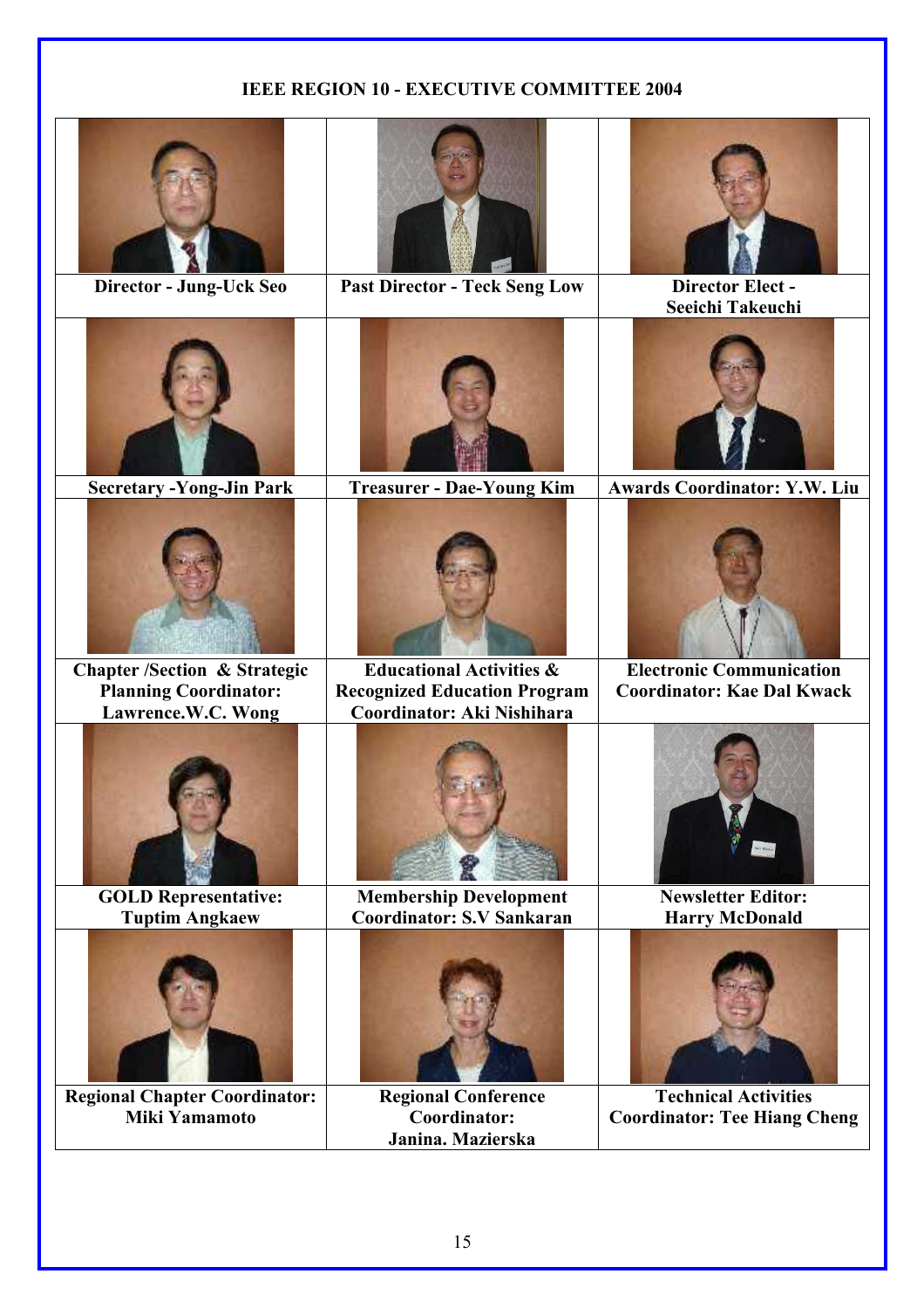## IEEE REGION 10 - EXECUTIVE COMMITTEE 2004

| | | |
|---|---|---|
| **Director - Jung-Uck Seo** | **Past Director - Teck Seng Low** | **Director Elect - Seeichi Takeuchi** |
| **Secretary -Yong-Jin Park** | **Treasurer - Dae-Young Kim** | **Awards Coordinator: Y.W. Liu** |
| **Chapter /Section & Strategic Planning Coordinator: Lawrence.W.C. Wong** | **Educational Activities & Recognized Education Program Coordinator: Aki Nishihara** | **Electronic Communication Coordinator: Kae Dal Kwack** |
| **GOLD Representative: Tuptim Angkaew** | **Membership Development Coordinator: S.V Sankaran** | **Newsletter Editor: Harry McDonald** |
| **Regional Chapter Coordinator: Miki Yamamoto** | **Regional Conference Coordinator: Janina. Mazierska** | **Technical Activities Coordinator: Tee Hiang Cheng** |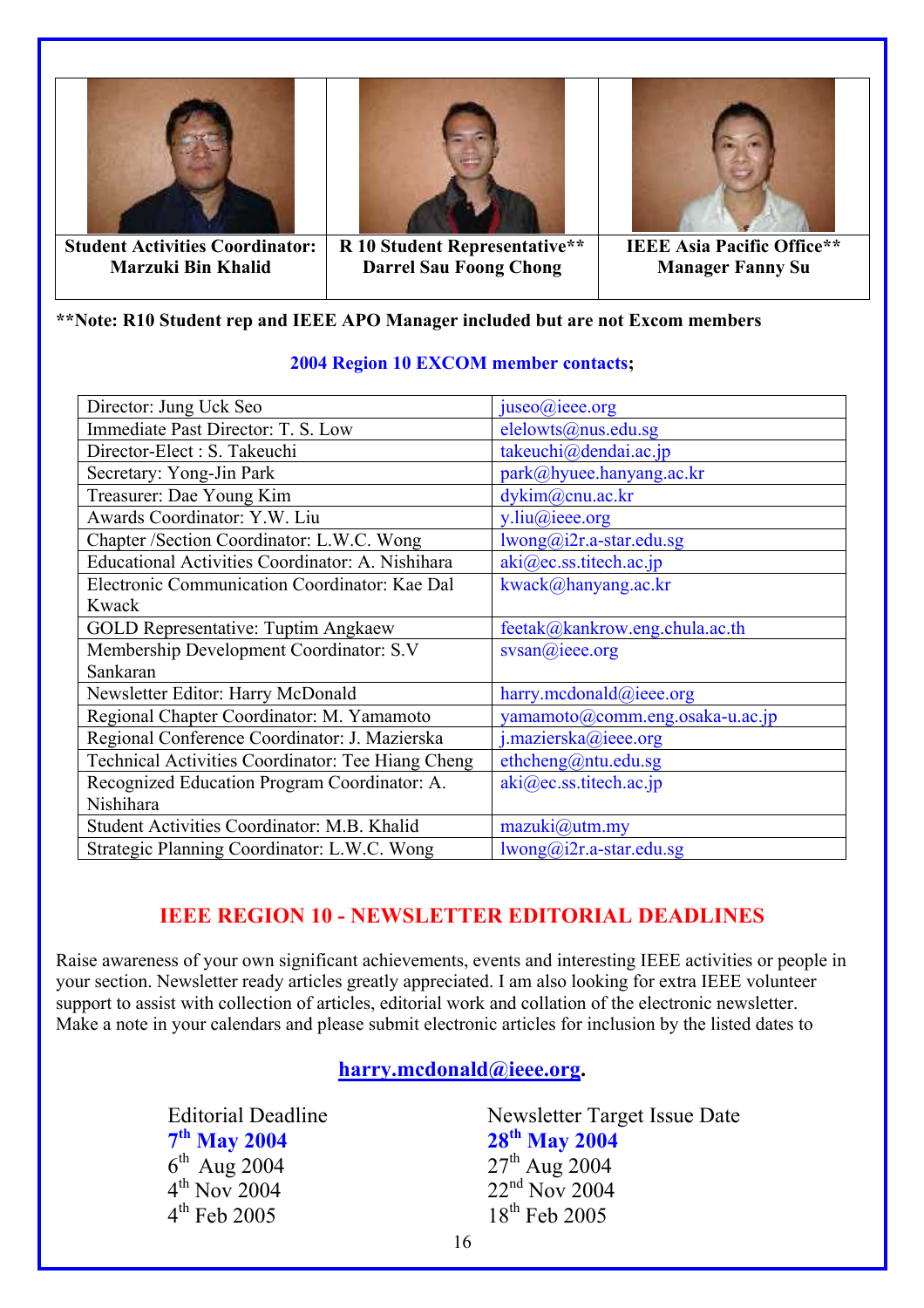| Student Activities Coordinator: Marzuki Bin Khalid | R 10 Student Representative** Darrel Sau Foong Chong | IEEE Asia Pacific Office** Manager Fanny Su |
|---|---|---|

**\*\*Note: R10 Student rep and IEEE APO Manager included but are not Excom members**

**2004 Region 10 EXCOM member contacts;**

| | |
|---|---|
| Director: Jung Uck Seo | juseo@ieee.org |
| Immediate Past Director: T. S. Low | elelowts@nus.edu.sg |
| Director-Elect : S. Takeuchi | takeuchi@dendai.ac.jp |
| Secretary: Yong-Jin Park | park@hyuee.hanyang.ac.kr |
| Treasurer: Dae Young Kim | dykim@cnu.ac.kr |
| Awards Coordinator: Y.W. Liu | y.liu@ieee.org |
| Chapter /Section Coordinator: L.W.C. Wong | lwong@i2r.a-star.edu.sg |
| Educational Activities Coordinator: A. Nishihara | aki@ec.ss.titech.ac.jp |
| Electronic Communication Coordinator: Kae Dal Kwack | kwack@hanyang.ac.kr |
| GOLD Representative: Tuptim Angkaew | feetak@kankrow.eng.chula.ac.th |
| Membership Development Coordinator: S.V Sankaran | svsan@ieee.org |
| Newsletter Editor: Harry McDonald | harry.mcdonald@ieee.org |
| Regional Chapter Coordinator: M. Yamamoto | yamamoto@comm.eng.osaka-u.ac.jp |
| Regional Conference Coordinator: J. Mazierska | j.mazierska@ieee.org |
| Technical Activities Coordinator: Tee Hiang Cheng | ethcheng@ntu.edu.sg |
| Recognized Education Program Coordinator: A. Nishihara | aki@ec.ss.titech.ac.jp |
| Student Activities Coordinator: M.B. Khalid | mazuki@utm.my |
| Strategic Planning Coordinator: L.W.C. Wong | lwong@i2r.a-star.edu.sg |

## IEEE REGION 10 - NEWSLETTER EDITORIAL DEADLINES

Raise awareness of your own significant achievements, events and interesting IEEE activities or people in your section. Newsletter ready articles greatly appreciated. I am also looking for extra IEEE volunteer support to assist with collection of articles, editorial work and collation of the electronic newsletter. Make a note in your calendars and please submit electronic articles for inclusion by the listed dates to

**harry.mcdonald@ieee.org.**

| Editorial Deadline | Newsletter Target Issue Date |
|---|---|
| **7th May 2004** | **28th May 2004** |
| 6th Aug 2004 | 27th Aug 2004 |
| 4th Nov 2004 | 22nd Nov 2004 |
| 4th Feb 2005 | 18th Feb 2005 |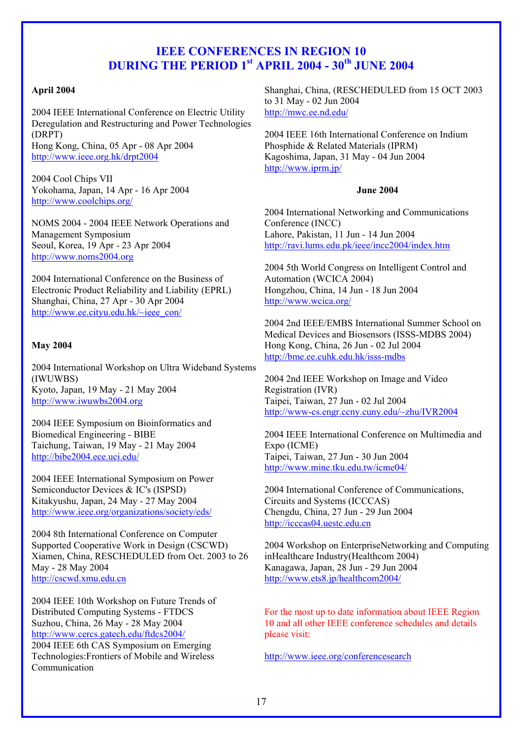# IEEE CONFERENCES IN REGION 10 DURING THE PERIOD 1st APRIL 2004 - 30th JUNE 2004

**April 2004**

2004 IEEE International Conference on Electric Utility Deregulation and Restructuring and Power Technologies (DRPT)
Hong Kong, China, 05 Apr - 08 Apr 2004
http://www.ieee.org.hk/drpt2004

2004 Cool Chips VII
Yokohama, Japan, 14 Apr - 16 Apr 2004
http://www.coolchips.org/

NOMS 2004 - 2004 IEEE Network Operations and Management Symposium
Seoul, Korea, 19 Apr - 23 Apr 2004
http://www.noms2004.org

2004 International Conference on the Business of Electronic Product Reliability and Liability (EPRL)
Shanghai, China, 27 Apr - 30 Apr 2004
http://www.ee.cityu.edu.hk/~ieee_con/

**May 2004**

2004 International Workshop on Ultra Wideband Systems (IWUWBS)
Kyoto, Japan, 19 May - 21 May 2004
http://www.iwuwbs2004.org

2004 IEEE Symposium on Bioinformatics and Biomedical Engineering - BIBE
Taichung, Taiwan, 19 May - 21 May 2004
http://bibe2004.ece.uci.edu/

2004 IEEE International Symposium on Power Semiconductor Devices & IC's (ISPSD)
Kitakyushu, Japan, 24 May - 27 May 2004
http://www.ieee.org/organizations/society/eds/

2004 8th International Conference on Computer Supported Cooperative Work in Design (CSCWD)
Xiamen, China, RESCHEDULED from Oct. 2003 to 26 May - 28 May 2004
http://cscwd.xmu.edu.cn

2004 IEEE 10th Workshop on Future Trends of Distributed Computing Systems - FTDCS
Suzhou, China, 26 May - 28 May 2004
http://www.cercs.gatech.edu/ftdcs2004/

2004 IEEE 6th CAS Symposium on Emerging Technologies:Frontiers of Mobile and Wireless Communication
Shanghai, China, (RESCHEDULED from 15 OCT 2003 to 31 May - 02 Jun 2004
http://mwc.ee.nd.edu/

2004 IEEE 16th International Conference on Indium Phosphide & Related Materials (IPRM)
Kagoshima, Japan, 31 May - 04 Jun 2004
http://www.iprm.jp/

**June 2004**

2004 International Networking and Communications Conference (INCC)
Lahore, Pakistan, 11 Jun - 14 Jun 2004
http://ravi.lums.edu.pk/ieee/incc2004/index.htm

2004 5th World Congress on Intelligent Control and Automation (WCICA 2004)
Hongzhou, China, 14 Jun - 18 Jun 2004
http://www.wcica.org/

2004 2nd IEEE/EMBS International Summer School on Medical Devices and Biosensors (ISSS-MDBS 2004)
Hong Kong, China, 26 Jun - 02 Jul 2004
http://bme.ee.cuhk.edu.hk/isss-mdbs

2004 2nd IEEE Workshop on Image and Video Registration (IVR)
Taipei, Taiwan, 27 Jun - 02 Jul 2004
http://www-cs.engr.ccny.cuny.edu/~zhu/IVR2004

2004 IEEE International Conference on Multimedia and Expo (ICME)
Taipei, Taiwan, 27 Jun - 30 Jun 2004
http://www.mine.tku.edu.tw/icme04/

2004 International Conference of Communications, Circuits and Systems (ICCCAS)
Chengdu, China, 27 Jun - 29 Jun 2004
http://icccas04.uestc.edu.cn

2004 Workshop on EnterpriseNetworking and Computing inHealthcare Industry(Healthcom 2004)
Kanagawa, Japan, 28 Jun - 29 Jun 2004
http://www.ets8.jp/healthcom2004/

For the most up to date information about IEEE Region 10 and all other IEEE conference schedules and details please visit:

http://www.ieee.org/conferencesearch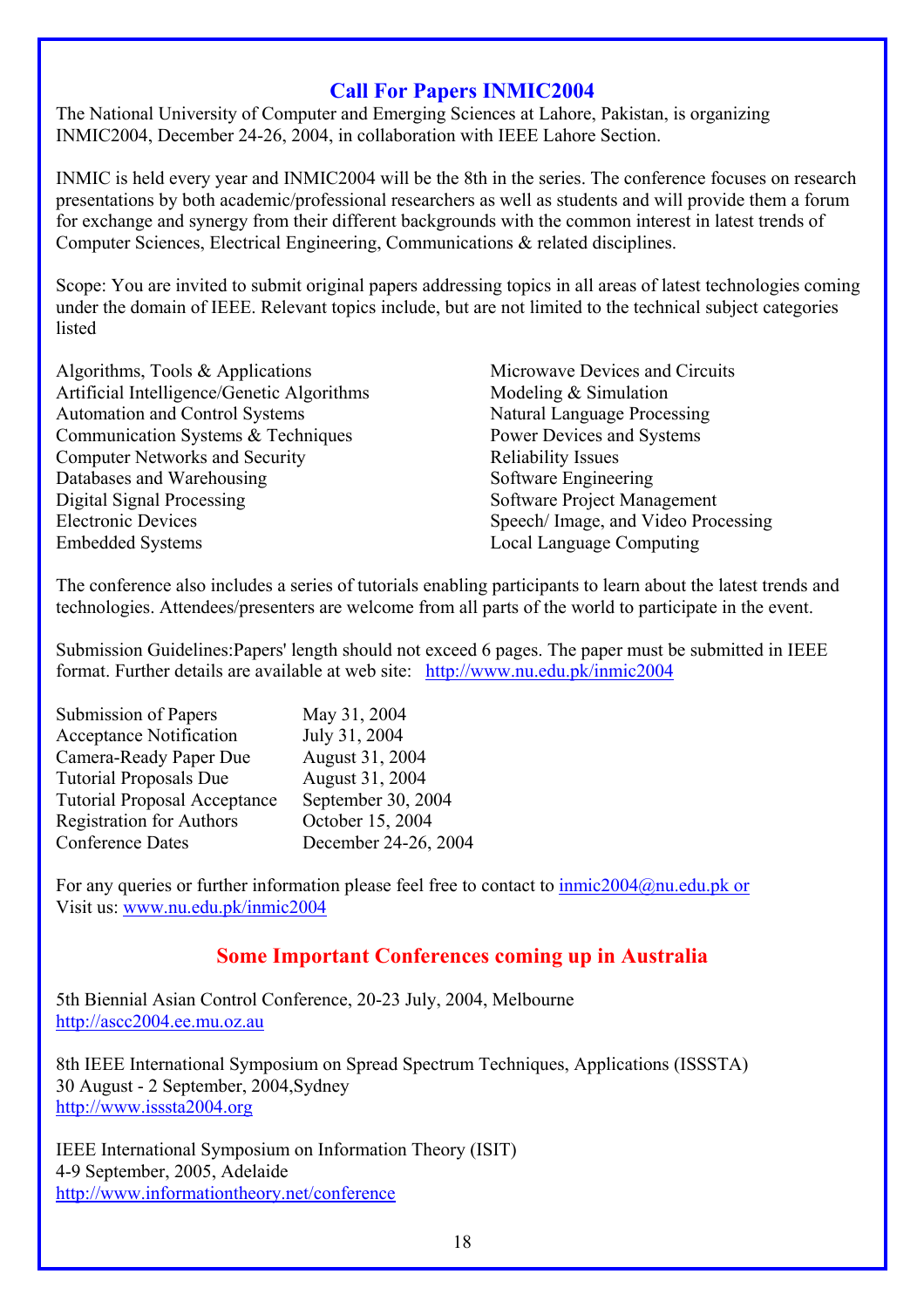## Call For Papers INMIC2004

The National University of Computer and Emerging Sciences at Lahore, Pakistan, is organizing INMIC2004, December 24-26, 2004, in collaboration with IEEE Lahore Section.

INMIC is held every year and INMIC2004 will be the 8th in the series. The conference focuses on research presentations by both academic/professional researchers as well as students and will provide them a forum for exchange and synergy from their different backgrounds with the common interest in latest trends of Computer Sciences, Electrical Engineering, Communications & related disciplines.

Scope: You are invited to submit original papers addressing topics in all areas of latest technologies coming under the domain of IEEE. Relevant topics include, but are not limited to the technical subject categories listed

- Algorithms, Tools & Applications
- Artificial Intelligence/Genetic Algorithms
- Automation and Control Systems
- Communication Systems & Techniques
- Computer Networks and Security
- Databases and Warehousing
- Digital Signal Processing
- Electronic Devices
- Embedded Systems
- Microwave Devices and Circuits
- Modeling & Simulation
- Natural Language Processing
- Power Devices and Systems
- Reliability Issues
- Software Engineering
- Software Project Management
- Speech/ Image, and Video Processing
- Local Language Computing

The conference also includes a series of tutorials enabling participants to learn about the latest trends and technologies. Attendees/presenters are welcome from all parts of the world to participate in the event.

Submission Guidelines:Papers' length should not exceed 6 pages. The paper must be submitted in IEEE format. Further details are available at web site: http://www.nu.edu.pk/inmic2004

| | |
|---|---|
| Submission of Papers | May 31, 2004 |
| Acceptance Notification | July 31, 2004 |
| Camera-Ready Paper Due | August 31, 2004 |
| Tutorial Proposals Due | August 31, 2004 |
| Tutorial Proposal Acceptance | September 30, 2004 |
| Registration for Authors | October 15, 2004 |
| Conference Dates | December 24-26, 2004 |

For any queries or further information please feel free to contact to inmic2004@nu.edu.pk or
Visit us: www.nu.edu.pk/inmic2004

## Some Important Conferences coming up in Australia

5th Biennial Asian Control Conference, 20-23 July, 2004, Melbourne
http://ascc2004.ee.mu.oz.au

8th IEEE International Symposium on Spread Spectrum Techniques, Applications (ISSSTA)
30 August - 2 September, 2004,Sydney
http://www.isssta2004.org

IEEE International Symposium on Information Theory (ISIT)
4-9 September, 2005, Adelaide
http://www.informationtheory.net/conference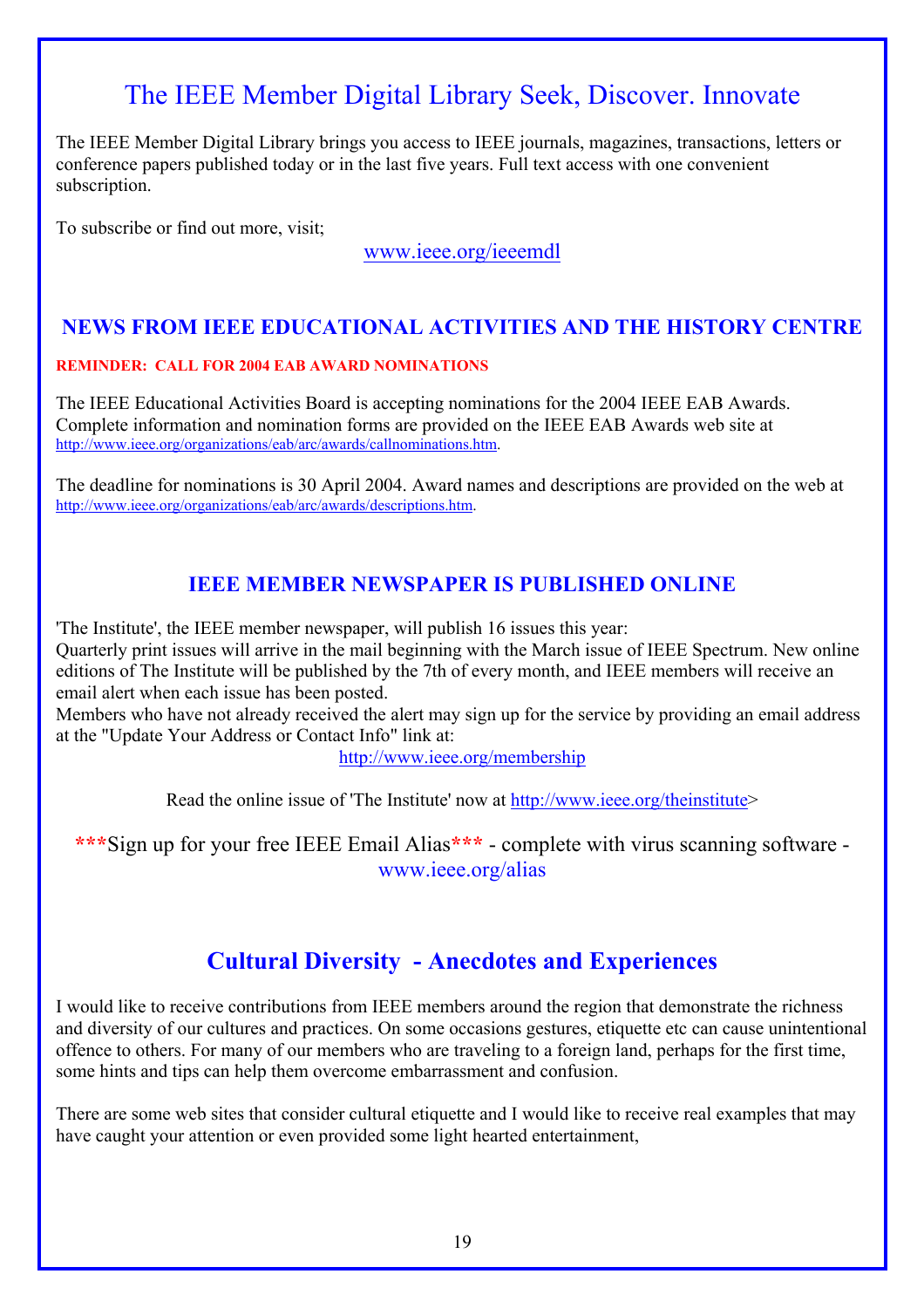## The IEEE Member Digital Library Seek, Discover. Innovate

The IEEE Member Digital Library brings you access to IEEE journals, magazines, transactions, letters or conference papers published today or in the last five years. Full text access with one convenient subscription.

To subscribe or find out more, visit;

www.ieee.org/ieeemdl

## NEWS FROM IEEE EDUCATIONAL ACTIVITIES AND THE HISTORY CENTRE

**REMINDER: CALL FOR 2004 EAB AWARD NOMINATIONS**

The IEEE Educational Activities Board is accepting nominations for the 2004 IEEE EAB Awards. Complete information and nomination forms are provided on the IEEE EAB Awards web site at http://www.ieee.org/organizations/eab/arc/awards/callnominations.htm.

The deadline for nominations is 30 April 2004. Award names and descriptions are provided on the web at http://www.ieee.org/organizations/eab/arc/awards/descriptions.htm.

## IEEE MEMBER NEWSPAPER IS PUBLISHED ONLINE

'The Institute', the IEEE member newspaper, will publish 16 issues this year:
Quarterly print issues will arrive in the mail beginning with the March issue of IEEE Spectrum. New online editions of The Institute will be published by the 7th of every month, and IEEE members will receive an email alert when each issue has been posted.
Members who have not already received the alert may sign up for the service by providing an email address at the "Update Your Address or Contact Info" link at:

http://www.ieee.org/membership

Read the online issue of 'The Institute' now at http://www.ieee.org/theinstitute>

***Sign up for your free IEEE Email Alias*** - complete with virus scanning software - www.ieee.org/alias

## Cultural Diversity - Anecdotes and Experiences

I would like to receive contributions from IEEE members around the region that demonstrate the richness and diversity of our cultures and practices. On some occasions gestures, etiquette etc can cause unintentional offence to others. For many of our members who are traveling to a foreign land, perhaps for the first time, some hints and tips can help them overcome embarrassment and confusion.

There are some web sites that consider cultural etiquette and I would like to receive real examples that may have caught your attention or even provided some light hearted entertainment,